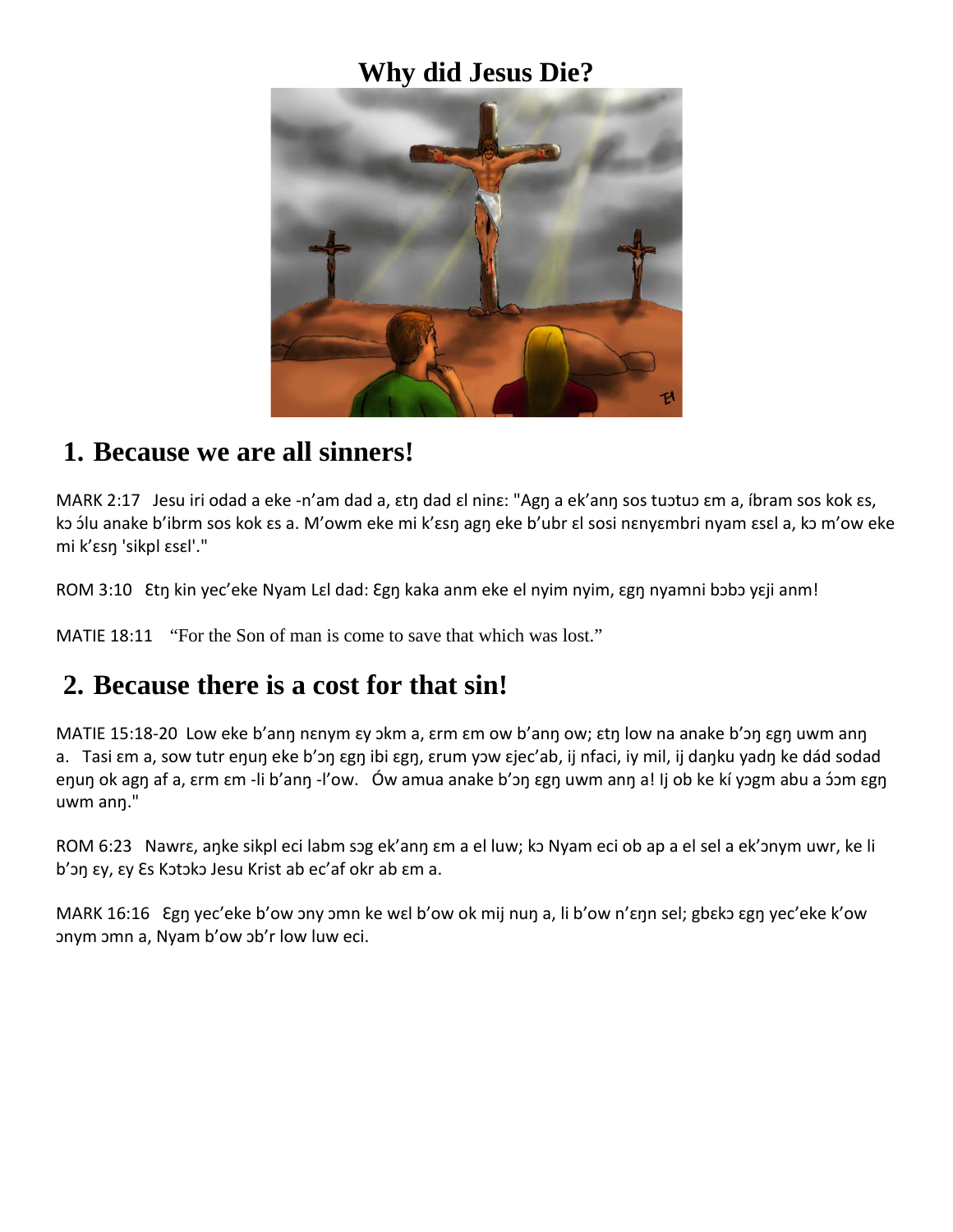# Why did Jesus Die?

## 1. Because we are all sinners!

MARK 2:17 Jesu iri odad a eke -n'am dad a, ɛtŋ dad ɛl ninɛ: "Agŋ a ek'anŋ sos tuɔtuɔ ɛm a, íbram sos kok ɛs, kɔ ɔ́lu anake b'ibrm sos kok ɛs a. M'owm eke mi k'ɛsŋ agŋ eke b'ubr ɛl sosi nɛnyɛmbri nyam ɛsɛl a, kɔ m'ow eke mi k'ɛsŋ 'sikpl ɛsɛl'."

ROM 3:10 Ɛtŋ kin yec'eke Nyam Lɛl dad: Ɛgŋ kaka anm eke el nyim nyim, ɛgŋ nyamni bɔbɔ yɛji anm!

MATIE 18:11 "For the Son of man is come to save that which was lost."

## 2. Because there is a cost for that sin!

MATIE 15:18-20 Low eke b'anŋ nɛnym ɛy ɔkm a, ɛrm ɛm ow b'anŋ ow; ɛtŋ low na anake b'ɔŋ ɛgŋ uwm anŋ a. Tasi ɛm a, sow tutr eŋuŋ eke b'ɔŋ ɛgŋ ibi ɛgŋ, ɛrum yɔw ɛjec'ab, ij nfaci, iy mil, ij daŋku yadŋ ke dád sodad eŋuŋ ok agŋ af a, ɛrm ɛm -li b'anŋ -l'ow. Ów amua anake b'ɔŋ ɛgŋ uwm anŋ a! Ij ob ke kí yɔgm abu a ɔ́ɔm ɛgŋ uwm anŋ."

ROM 6:23 Nawrɛ, aŋke sikpl eci labm sɔg ek'anŋ ɛm a el luw; kɔ Nyam eci ob ap a el sel a ek'ɔnym uwr, ke li b'ɔŋ ɛy, ɛy Ɛs Kɔtɔkɔ Jesu Krist ab ec'af okr ab ɛm a.

MARK 16:16 Ɛgŋ yec'eke b'ow ɔny ɔmn ke wɛl b'ow ok mij nuŋ a, li b'ow n'ɛŋn sel; gbɛkɔ ɛgŋ yec'eke k'ow ɔnym ɔmn a, Nyam b'ow ɔb'r low luw eci.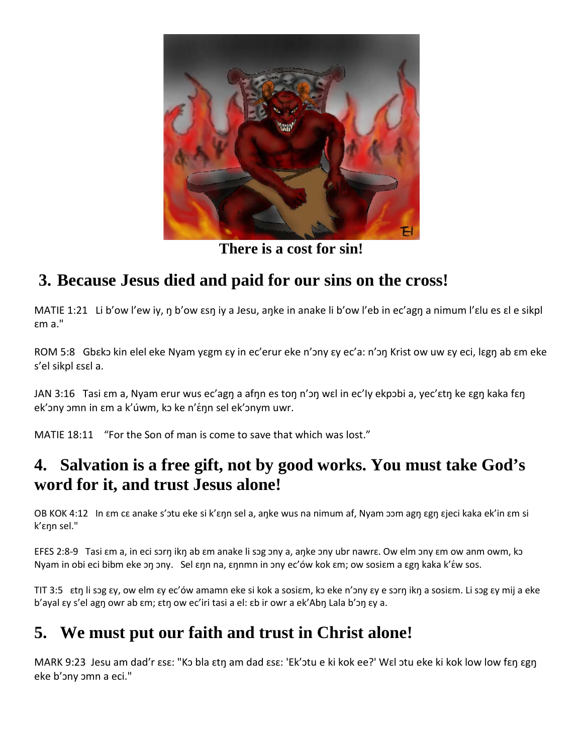There is a cost for sin!

## 3. Because Jesus died and paid for our sins on the cross!

MATIE 1:21 Li b'ow l'ew iy, ŋ b'ow ɛsŋ iy a Jesu, aŋke in anake li b'ow l'eb in ec'agŋ a nimum l'ɛlu es ɛl e sikpl ɛm a."

ROM 5:8 Gbɛkɔ kin elel eke Nyam yɛgm ɛy in ec'erur eke n'ɔny ɛy ec'a: n'ɔŋ Krist ow uw ɛy eci, lɛgŋ ab ɛm eke s'el sikpl ɛsɛl a.

JAN 3:16 Tasi ɛm a, Nyam erur wus ec'agŋ a afŋn es toŋ n'ɔŋ wɛl in ec'Iy ekpɔbi a, yec'ɛtŋ ke ɛgŋ kaka fɛŋ ek'ɔny ɔmn in ɛm a k'úwm, kɔ ke n'ɛ́ŋn sel ek'ɔnym uwr.

MATIE 18:11 "For the Son of man is come to save that which was lost."

## 4. Salvation is a free gift, not by good works. You must take God's word for it, and trust Jesus alone!

OB KOK 4:12 In ɛm cɛ anake s'ɔtu eke si k'ɛŋn sel a, aŋke wus na nimum af, Nyam ɔɔm agŋ ɛgŋ ɛjeci kaka ek'in ɛm si k'ɛŋn sel."

EFƐS 2:8-9 Tasi ɛm a, in eci sɔrŋ ikŋ ab ɛm anake li sɔg ɔny a, aŋke ɔny ubr nawrɛ. Ow elm ɔny ɛm ow anm owm, kɔ Nyam in obi eci bibm eke ɔŋ ɔny. Sel ɛŋn na, ɛŋnmn in ɔny ec'ów kok ɛm; ow sosiɛm a ɛgŋ kaka k'ɛ́w sos.

TIT 3:5 ɛtŋ li sɔg ɛy, ow elm ɛy ec'ów amamn eke si kok a sosiɛm, kɔ eke n'ɔny ɛy e sɔrŋ ikŋ a sosiɛm. Li sɔg ɛy mij a eke b'ayal ɛy s'el agŋ owr ab ɛm; ɛtŋ ow ec'iri tasi a el: ɛb ir owr a ek'Abŋ Lala b'ɔŋ ɛy a.

## 5. We must put our faith and trust in Christ alone!

MARK 9:23 Jesu am dad'r ɛsɛ: "Kɔ bla ɛtŋ am dad ɛsɛ: 'Ek'ɔtu e ki kok ee?' Wɛl ɔtu eke ki kok low low fɛŋ ɛgŋ eke b'ɔny ɔmn a eci."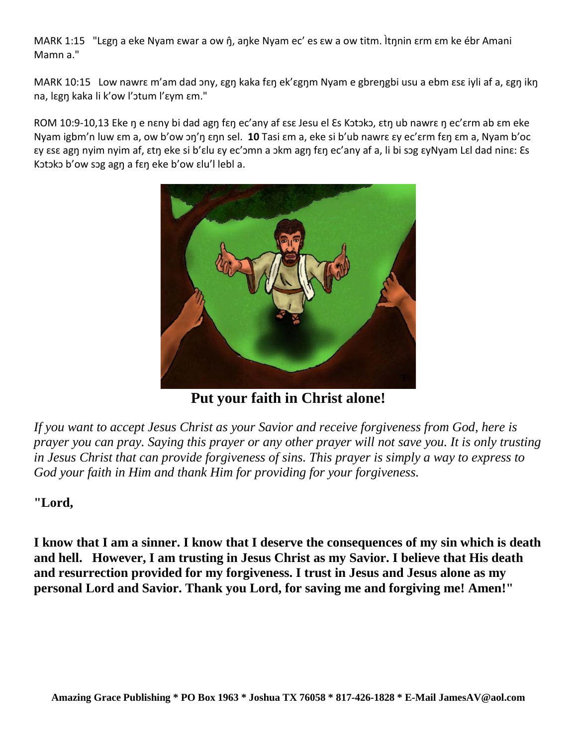MARK 1:15 "Lɛgŋ a eke Nyam ɛwar a ow ŋ̂, aŋke Nyam ec' es ɛw a ow titm. Ìtŋnin ɛrm ɛm ke ébr Amani Mamn a."

MARK 10:15 Low nawrɛ m'am dad ɔny, ɛgŋ kaka fɛŋ ek'ɛgŋm Nyam e gbreŋgbi usu a ebm ɛsɛ iyli af a, ɛgŋ ikŋ na, lɛgŋ kaka li k'ow l'ɔtum l'ɛym ɛm."

ROM 10:9-10,13 Eke ŋ e nɛny bi dad agŋ fɛŋ ec'any af ɛsɛ Jesu el Ɛs Kɔtɔkɔ, ɛtŋ ub nawrɛ ŋ ec'ɛrm ab ɛm eke Nyam igbm'n luw ɛm a, ow b'ow ɔŋ'ŋ ɛŋn sel. **10** Tasi ɛm a, eke si b'ub nawrɛ ɛy ec'ɛrm fɛŋ ɛm a, Nyam b'oc ɛy ɛsɛ agŋ nyim nyim af, ɛtŋ eke si b'ɛlu ɛy ec'ɔmn a ɔkm agŋ fɛŋ ec'any af a, li bi sɔg ɛyNyam Lɛl dad ninɛ: Ɛs Kɔtɔkɔ b'ow sɔg agŋ a fɛŋ eke b'ow ɛlu'l lebl a.

**Put your faith in Christ alone!**

*If you want to accept Jesus Christ as your Savior and receive forgiveness from God, here is prayer you can pray. Saying this prayer or any other prayer will not save you. It is only trusting in Jesus Christ that can provide forgiveness of sins. This prayer is simply a way to express to God your faith in Him and thank Him for providing for your forgiveness.*

**"Lord,**

**I know that I am a sinner. I know that I deserve the consequences of my sin which is death and hell. However, I am trusting in Jesus Christ as my Savior. I believe that His death and resurrection provided for my forgiveness. I trust in Jesus and Jesus alone as my personal Lord and Savior. Thank you Lord, for saving me and forgiving me! Amen!"**

**Amazing Grace Publishing * PO Box 1963 * Joshua TX 76058 * 817-426-1828 * E-Mail JamesAV@aol.com**